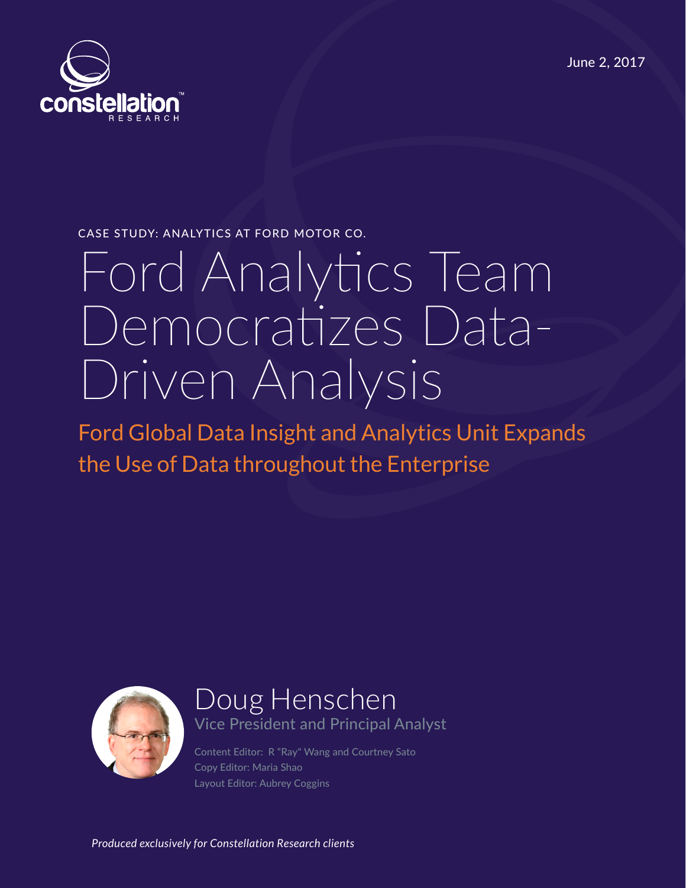June 2, 2017

CASE STUDY: ANALYTICS AT FORD MOTOR CO.

# Ford Analytics Team Democratizes Data-Driven Analysis

## Ford Global Data Insight and Analytics Unit Expands the Use of Data throughout the Enterprise

Doug Henschen
Vice President and Principal Analyst

Content Editor: R "Ray" Wang and Courtney Sato
Copy Editor: Maria Shao
Layout Editor: Aubrey Coggins

*Produced exclusively for Constellation Research clients*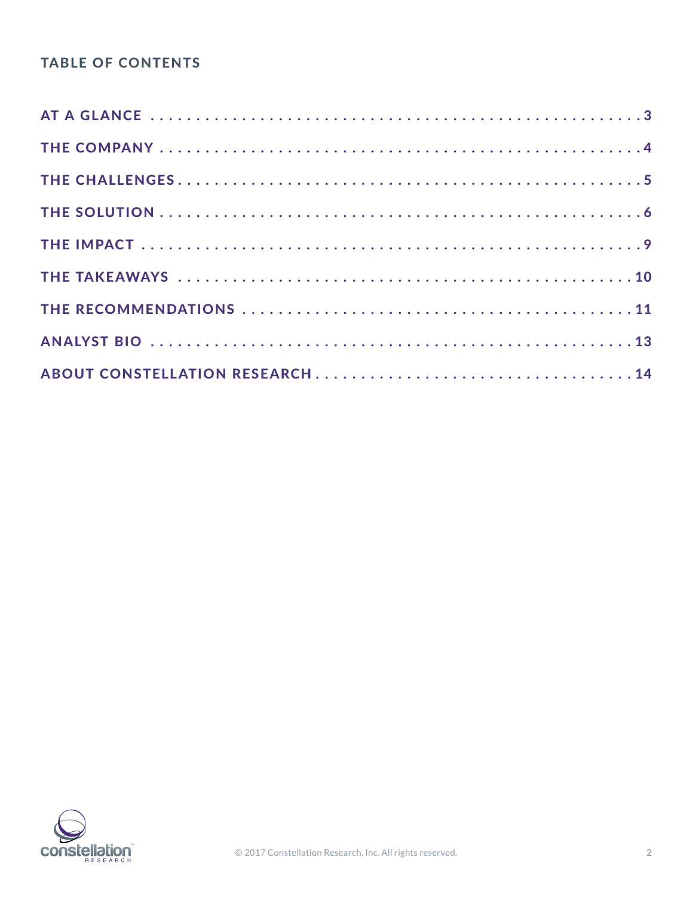## TABLE OF CONTENTS

AT A GLANCE . . . . . . . . . . . . . . . . . . . . . . . . . . . . . . . . . . . . . . . . . . . . . . . . 3

THE COMPANY . . . . . . . . . . . . . . . . . . . . . . . . . . . . . . . . . . . . . . . . . . . . . . . 4

THE CHALLENGES . . . . . . . . . . . . . . . . . . . . . . . . . . . . . . . . . . . . . . . . . . . . . 5

THE SOLUTION . . . . . . . . . . . . . . . . . . . . . . . . . . . . . . . . . . . . . . . . . . . . . . . 6

THE IMPACT . . . . . . . . . . . . . . . . . . . . . . . . . . . . . . . . . . . . . . . . . . . . . . . . 9

THE TAKEAWAYS . . . . . . . . . . . . . . . . . . . . . . . . . . . . . . . . . . . . . . . . . . . . . 10

THE RECOMMENDATIONS . . . . . . . . . . . . . . . . . . . . . . . . . . . . . . . . . . . . . . . 11

ANALYST BIO . . . . . . . . . . . . . . . . . . . . . . . . . . . . . . . . . . . . . . . . . . . . . . . 13

ABOUT CONSTELLATION RESEARCH . . . . . . . . . . . . . . . . . . . . . . . . . . . . . . . . 14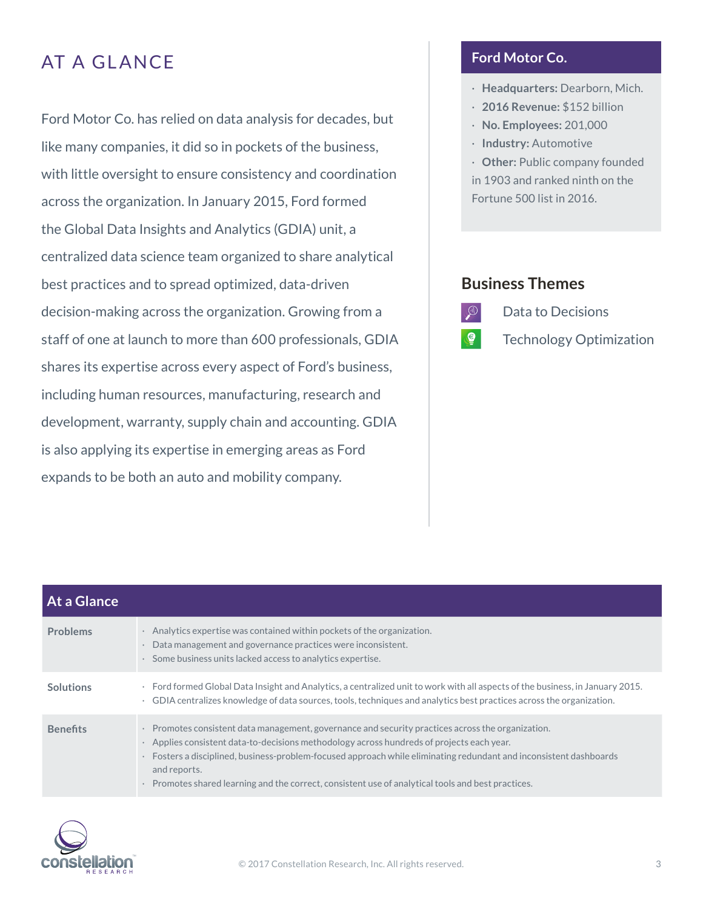# AT A GLANCE

Ford Motor Co. has relied on data analysis for decades, but like many companies, it did so in pockets of the business, with little oversight to ensure consistency and coordination across the organization. In January 2015, Ford formed the Global Data Insights and Analytics (GDIA) unit, a centralized data science team organized to share analytical best practices and to spread optimized, data-driven decision-making across the organization. Growing from a staff of one at launch to more than 600 professionals, GDIA shares its expertise across every aspect of Ford's business, including human resources, manufacturing, research and development, warranty, supply chain and accounting. GDIA is also applying its expertise in emerging areas as Ford expands to be both an auto and mobility company.

## Ford Motor Co.

- **Headquarters:** Dearborn, Mich.
- **2016 Revenue:** $152 billion
- **No. Employees:** 201,000
- **Industry:** Automotive
- **Other:** Public company founded in 1903 and ranked ninth on the Fortune 500 list in 2016.

## Business Themes

- Data to Decisions
- Technology Optimization

## At a Glance

| | |
|---|---|
| **Problems** | · Analytics expertise was contained within pockets of the organization.<br>· Data management and governance practices were inconsistent.<br>· Some business units lacked access to analytics expertise. |
| **Solutions** | · Ford formed Global Data Insight and Analytics, a centralized unit to work with all aspects of the business, in January 2015.<br>· GDIA centralizes knowledge of data sources, tools, techniques and analytics best practices across the organization. |
| **Benefits** | · Promotes consistent data management, governance and security practices across the organization.<br>· Applies consistent data-to-decisions methodology across hundreds of projects each year.<br>· Fosters a disciplined, business-problem-focused approach while eliminating redundant and inconsistent dashboards and reports.<br>· Promotes shared learning and the correct, consistent use of analytical tools and best practices. |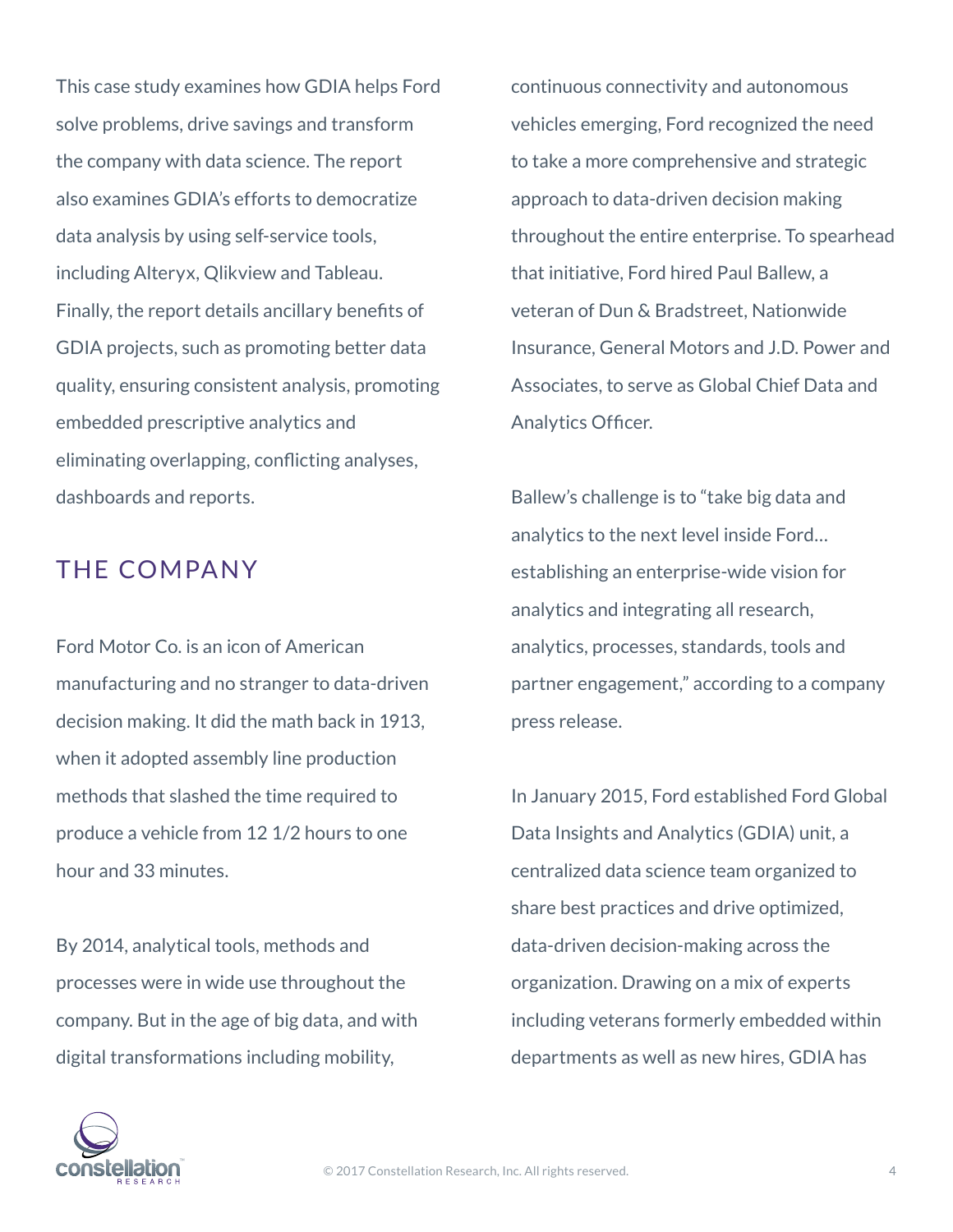This case study examines how GDIA helps Ford solve problems, drive savings and transform the company with data science. The report also examines GDIA's efforts to democratize data analysis by using self-service tools, including Alteryx, Qlikview and Tableau. Finally, the report details ancillary benefits of GDIA projects, such as promoting better data quality, ensuring consistent analysis, promoting embedded prescriptive analytics and eliminating overlapping, conflicting analyses, dashboards and reports.

## THE COMPANY

Ford Motor Co. is an icon of American manufacturing and no stranger to data-driven decision making. It did the math back in 1913, when it adopted assembly line production methods that slashed the time required to produce a vehicle from 12 1/2 hours to one hour and 33 minutes.

By 2014, analytical tools, methods and processes were in wide use throughout the company. But in the age of big data, and with digital transformations including mobility, continuous connectivity and autonomous vehicles emerging, Ford recognized the need to take a more comprehensive and strategic approach to data-driven decision making throughout the entire enterprise. To spearhead that initiative, Ford hired Paul Ballew, a veteran of Dun & Bradstreet, Nationwide Insurance, General Motors and J.D. Power and Associates, to serve as Global Chief Data and Analytics Officer.

Ballew's challenge is to "take big data and analytics to the next level inside Ford… establishing an enterprise-wide vision for analytics and integrating all research, analytics, processes, standards, tools and partner engagement," according to a company press release.

In January 2015, Ford established Ford Global Data Insights and Analytics (GDIA) unit, a centralized data science team organized to share best practices and drive optimized, data-driven decision-making across the organization. Drawing on a mix of experts including veterans formerly embedded within departments as well as new hires, GDIA has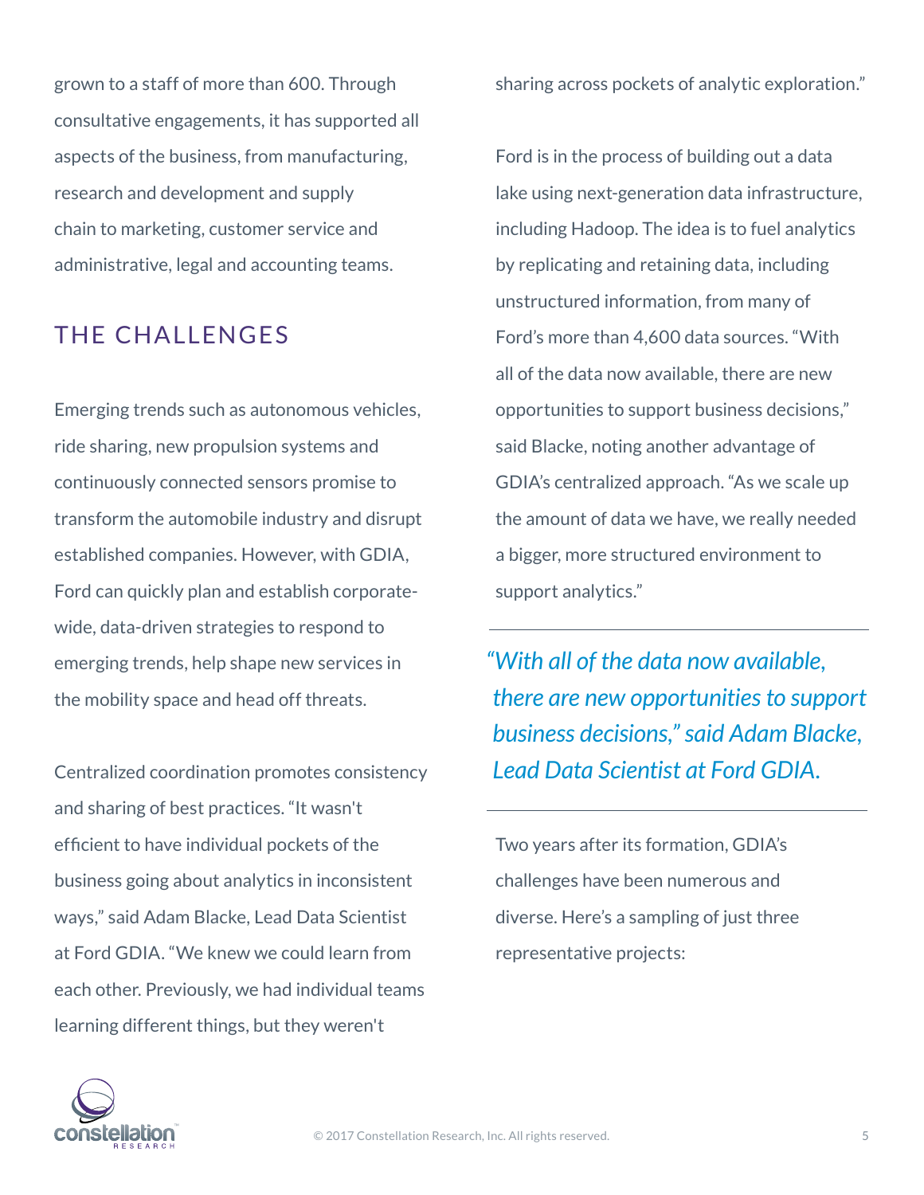grown to a staff of more than 600. Through consultative engagements, it has supported all aspects of the business, from manufacturing, research and development and supply chain to marketing, customer service and administrative, legal and accounting teams.

## THE CHALLENGES

Emerging trends such as autonomous vehicles, ride sharing, new propulsion systems and continuously connected sensors promise to transform the automobile industry and disrupt established companies. However, with GDIA, Ford can quickly plan and establish corporate-wide, data-driven strategies to respond to emerging trends, help shape new services in the mobility space and head off threats.

Centralized coordination promotes consistency and sharing of best practices. "It wasn't efficient to have individual pockets of the business going about analytics in inconsistent ways," said Adam Blacke, Lead Data Scientist at Ford GDIA. "We knew we could learn from each other. Previously, we had individual teams learning different things, but they weren't sharing across pockets of analytic exploration."

Ford is in the process of building out a data lake using next-generation data infrastructure, including Hadoop. The idea is to fuel analytics by replicating and retaining data, including unstructured information, from many of Ford's more than 4,600 data sources. "With all of the data now available, there are new opportunities to support business decisions," said Blacke, noting another advantage of GDIA's centralized approach. "As we scale up the amount of data we have, we really needed a bigger, more structured environment to support analytics."

> *"With all of the data now available, there are new opportunities to support business decisions," said Adam Blacke, Lead Data Scientist at Ford GDIA.*

Two years after its formation, GDIA's challenges have been numerous and diverse. Here's a sampling of just three representative projects: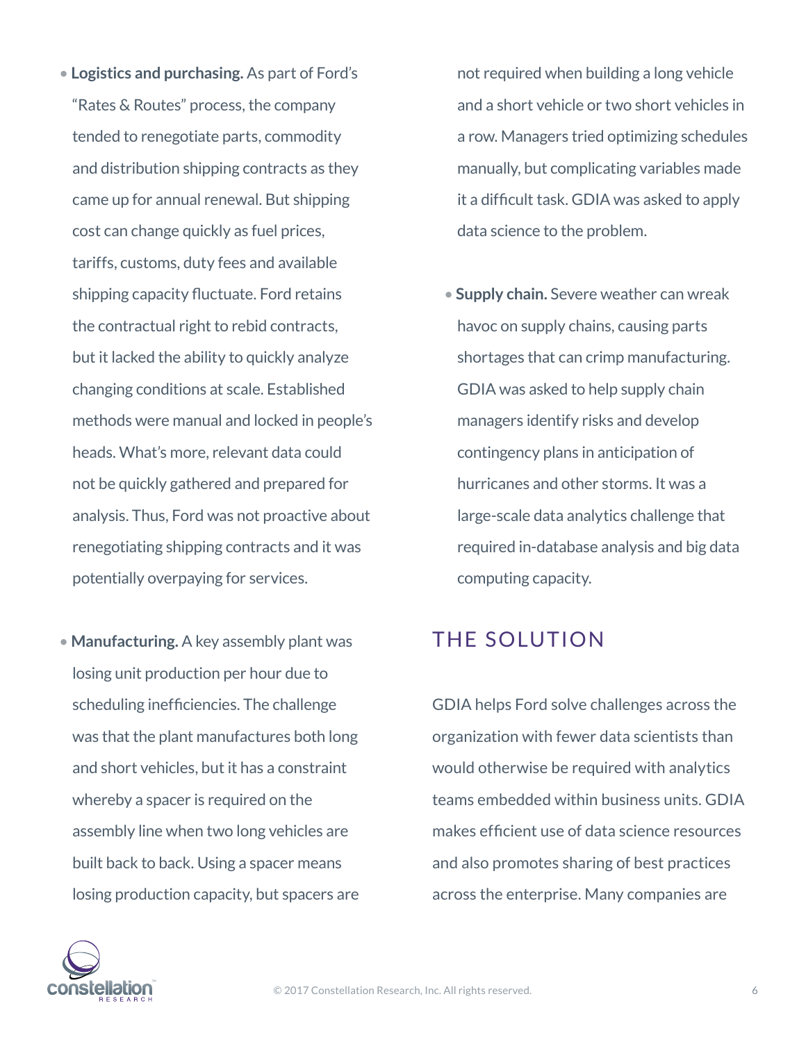- **Logistics and purchasing.** As part of Ford's "Rates & Routes" process, the company tended to renegotiate parts, commodity and distribution shipping contracts as they came up for annual renewal. But shipping cost can change quickly as fuel prices, tariffs, customs, duty fees and available shipping capacity fluctuate. Ford retains the contractual right to rebid contracts, but it lacked the ability to quickly analyze changing conditions at scale. Established methods were manual and locked in people's heads. What's more, relevant data could not be quickly gathered and prepared for analysis. Thus, Ford was not proactive about renegotiating shipping contracts and it was potentially overpaying for services.

- **Manufacturing.** A key assembly plant was losing unit production per hour due to scheduling inefficiencies. The challenge was that the plant manufactures both long and short vehicles, but it has a constraint whereby a spacer is required on the assembly line when two long vehicles are built back to back. Using a spacer means losing production capacity, but spacers are not required when building a long vehicle and a short vehicle or two short vehicles in a row. Managers tried optimizing schedules manually, but complicating variables made it a difficult task. GDIA was asked to apply data science to the problem.

- **Supply chain.** Severe weather can wreak havoc on supply chains, causing parts shortages that can crimp manufacturing. GDIA was asked to help supply chain managers identify risks and develop contingency plans in anticipation of hurricanes and other storms. It was a large-scale data analytics challenge that required in-database analysis and big data computing capacity.

## THE SOLUTION

GDIA helps Ford solve challenges across the organization with fewer data scientists than would otherwise be required with analytics teams embedded within business units. GDIA makes efficient use of data science resources and also promotes sharing of best practices across the enterprise. Many companies are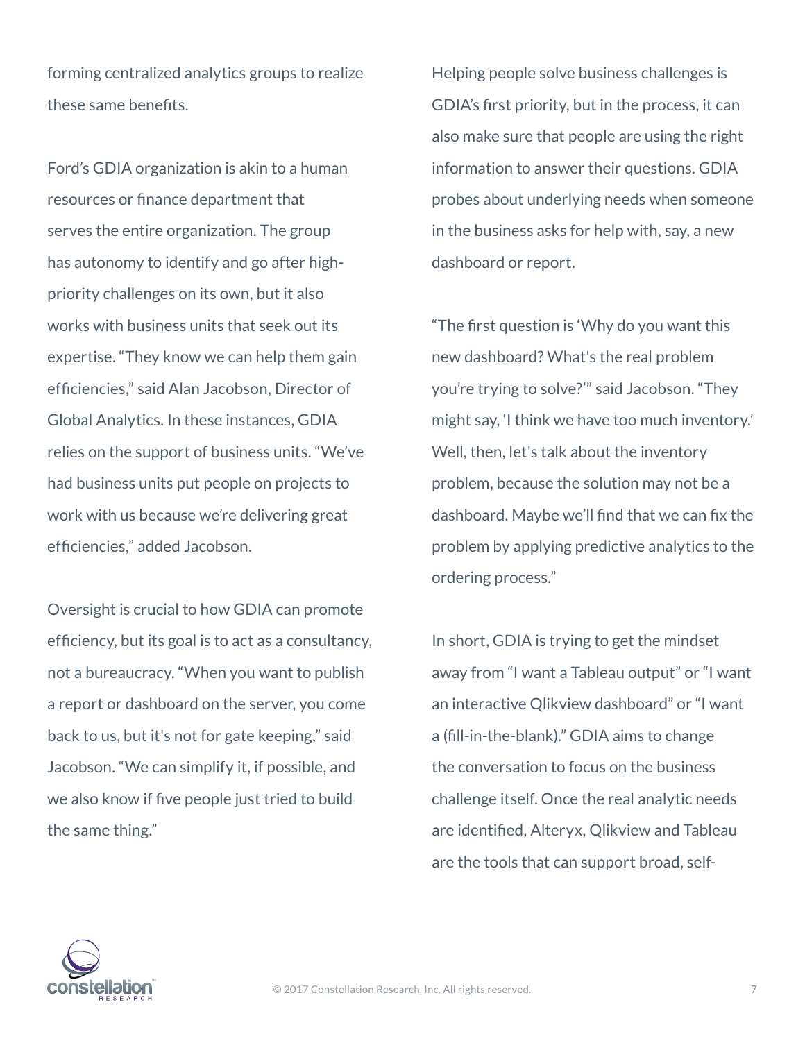forming centralized analytics groups to realize these same benefits.

Ford's GDIA organization is akin to a human resources or finance department that serves the entire organization. The group has autonomy to identify and go after high-priority challenges on its own, but it also works with business units that seek out its expertise. "They know we can help them gain efficiencies," said Alan Jacobson, Director of Global Analytics. In these instances, GDIA relies on the support of business units. "We've had business units put people on projects to work with us because we're delivering great efficiencies," added Jacobson.

Oversight is crucial to how GDIA can promote efficiency, but its goal is to act as a consultancy, not a bureaucracy. "When you want to publish a report or dashboard on the server, you come back to us, but it's not for gate keeping," said Jacobson. "We can simplify it, if possible, and we also know if five people just tried to build the same thing."

Helping people solve business challenges is GDIA's first priority, but in the process, it can also make sure that people are using the right information to answer their questions. GDIA probes about underlying needs when someone in the business asks for help with, say, a new dashboard or report.

"The first question is 'Why do you want this new dashboard? What's the real problem you're trying to solve?'" said Jacobson. "They might say, 'I think we have too much inventory.' Well, then, let's talk about the inventory problem, because the solution may not be a dashboard. Maybe we'll find that we can fix the problem by applying predictive analytics to the ordering process."

In short, GDIA is trying to get the mindset away from "I want a Tableau output" or "I want an interactive Qlikview dashboard" or "I want a (fill-in-the-blank)." GDIA aims to change the conversation to focus on the business challenge itself. Once the real analytic needs are identified, Alteryx, Qlikview and Tableau are the tools that can support broad, self-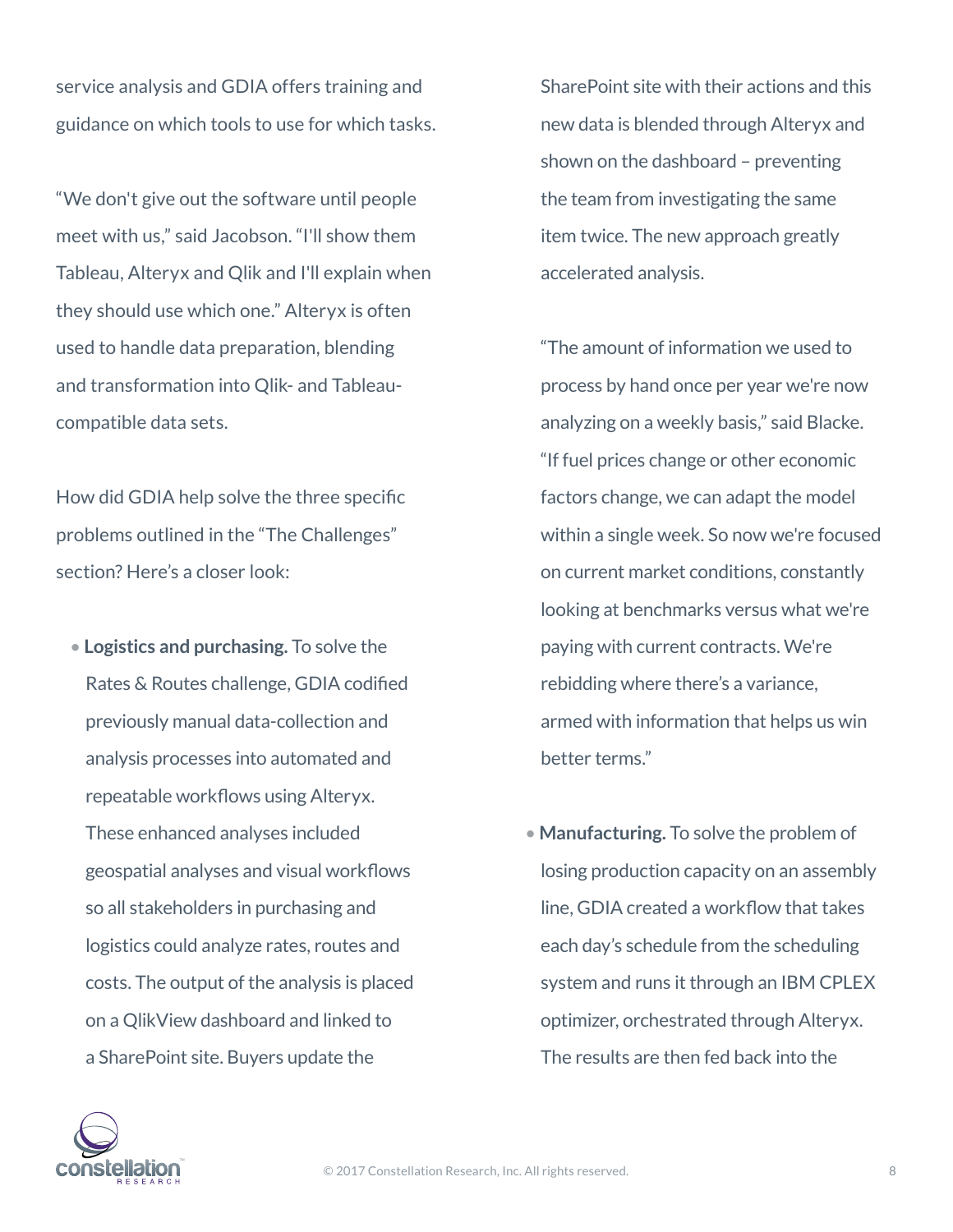service analysis and GDIA offers training and guidance on which tools to use for which tasks.

“We don't give out the software until people meet with us,” said Jacobson. “I'll show them Tableau, Alteryx and Qlik and I'll explain when they should use which one.” Alteryx is often used to handle data preparation, blending and transformation into Qlik- and Tableau-compatible data sets.

How did GDIA help solve the three specific problems outlined in the “The Challenges” section? Here’s a closer look:

- **Logistics and purchasing.** To solve the Rates & Routes challenge, GDIA codified previously manual data-collection and analysis processes into automated and repeatable workflows using Alteryx. These enhanced analyses included geospatial analyses and visual workflows so all stakeholders in purchasing and logistics could analyze rates, routes and costs. The output of the analysis is placed on a QlikView dashboard and linked to a SharePoint site. Buyers update the SharePoint site with their actions and this new data is blended through Alteryx and shown on the dashboard – preventing the team from investigating the same item twice. The new approach greatly accelerated analysis.

  “The amount of information we used to process by hand once per year we're now analyzing on a weekly basis,” said Blacke. “If fuel prices change or other economic factors change, we can adapt the model within a single week. So now we're focused on current market conditions, constantly looking at benchmarks versus what we're paying with current contracts. We're rebidding where there’s a variance, armed with information that helps us win better terms.”

- **Manufacturing.** To solve the problem of losing production capacity on an assembly line, GDIA created a workflow that takes each day’s schedule from the scheduling system and runs it through an IBM CPLEX optimizer, orchestrated through Alteryx. The results are then fed back into the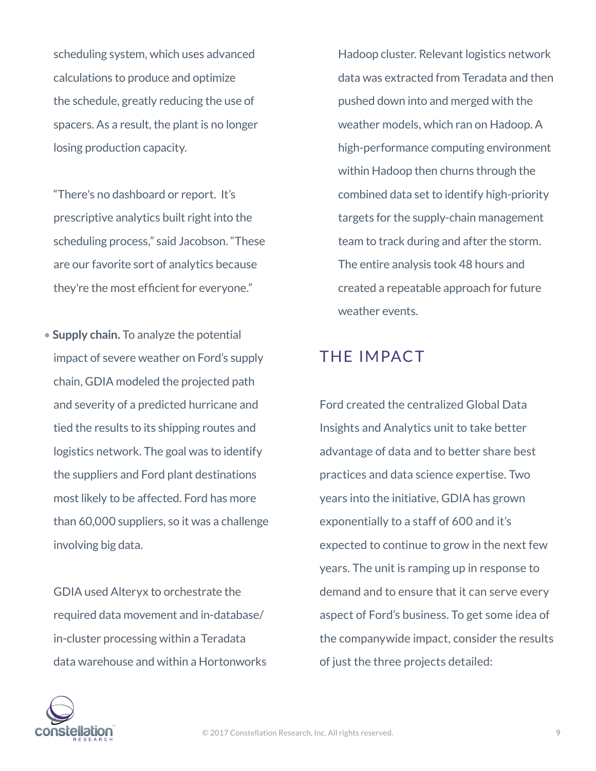scheduling system, which uses advanced calculations to produce and optimize the schedule, greatly reducing the use of spacers. As a result, the plant is no longer losing production capacity.

"There's no dashboard or report. It's prescriptive analytics built right into the scheduling process," said Jacobson. "These are our favorite sort of analytics because they're the most efficient for everyone."

- **Supply chain.** To analyze the potential impact of severe weather on Ford's supply chain, GDIA modeled the projected path and severity of a predicted hurricane and tied the results to its shipping routes and logistics network. The goal was to identify the suppliers and Ford plant destinations most likely to be affected. Ford has more than 60,000 suppliers, so it was a challenge involving big data.

  GDIA used Alteryx to orchestrate the required data movement and in-database/in-cluster processing within a Teradata data warehouse and within a Hortonworks Hadoop cluster. Relevant logistics network data was extracted from Teradata and then pushed down into and merged with the weather models, which ran on Hadoop. A high-performance computing environment within Hadoop then churns through the combined data set to identify high-priority targets for the supply-chain management team to track during and after the storm. The entire analysis took 48 hours and created a repeatable approach for future weather events.

## THE IMPACT

Ford created the centralized Global Data Insights and Analytics unit to take better advantage of data and to better share best practices and data science expertise. Two years into the initiative, GDIA has grown exponentially to a staff of 600 and it's expected to continue to grow in the next few years. The unit is ramping up in response to demand and to ensure that it can serve every aspect of Ford's business. To get some idea of the companywide impact, consider the results of just the three projects detailed: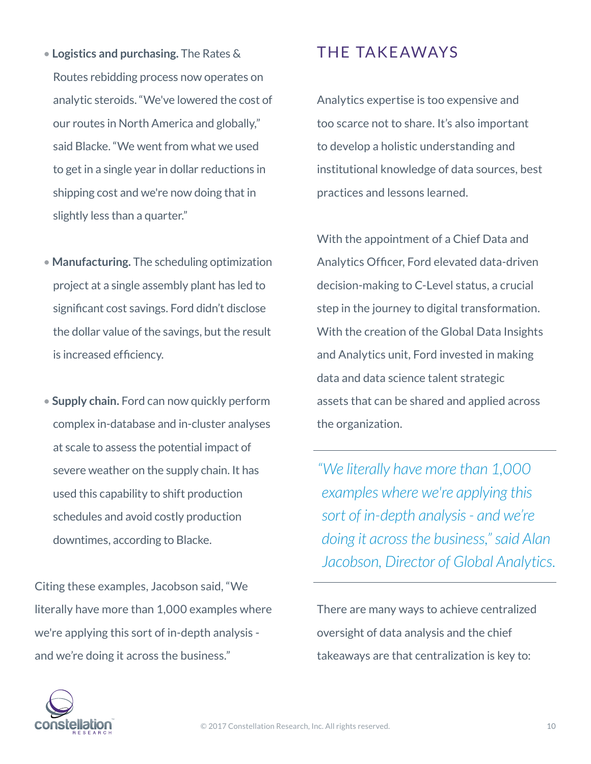- **Logistics and purchasing.** The Rates & Routes rebidding process now operates on analytic steroids. "We've lowered the cost of our routes in North America and globally," said Blacke. "We went from what we used to get in a single year in dollar reductions in shipping cost and we're now doing that in slightly less than a quarter."

- **Manufacturing.** The scheduling optimization project at a single assembly plant has led to significant cost savings. Ford didn't disclose the dollar value of the savings, but the result is increased efficiency.

- **Supply chain.** Ford can now quickly perform complex in-database and in-cluster analyses at scale to assess the potential impact of severe weather on the supply chain. It has used this capability to shift production schedules and avoid costly production downtimes, according to Blacke.

Citing these examples, Jacobson said, "We literally have more than 1,000 examples where we're applying this sort of in-depth analysis - and we're doing it across the business."

## THE TAKEAWAYS

Analytics expertise is too expensive and too scarce not to share. It's also important to develop a holistic understanding and institutional knowledge of data sources, best practices and lessons learned.

With the appointment of a Chief Data and Analytics Officer, Ford elevated data-driven decision-making to C-Level status, a crucial step in the journey to digital transformation. With the creation of the Global Data Insights and Analytics unit, Ford invested in making data and data science talent strategic assets that can be shared and applied across the organization.

> *"We literally have more than 1,000 examples where we're applying this sort of in-depth analysis - and we're doing it across the business," said Alan Jacobson, Director of Global Analytics.*

There are many ways to achieve centralized oversight of data analysis and the chief takeaways are that centralization is key to: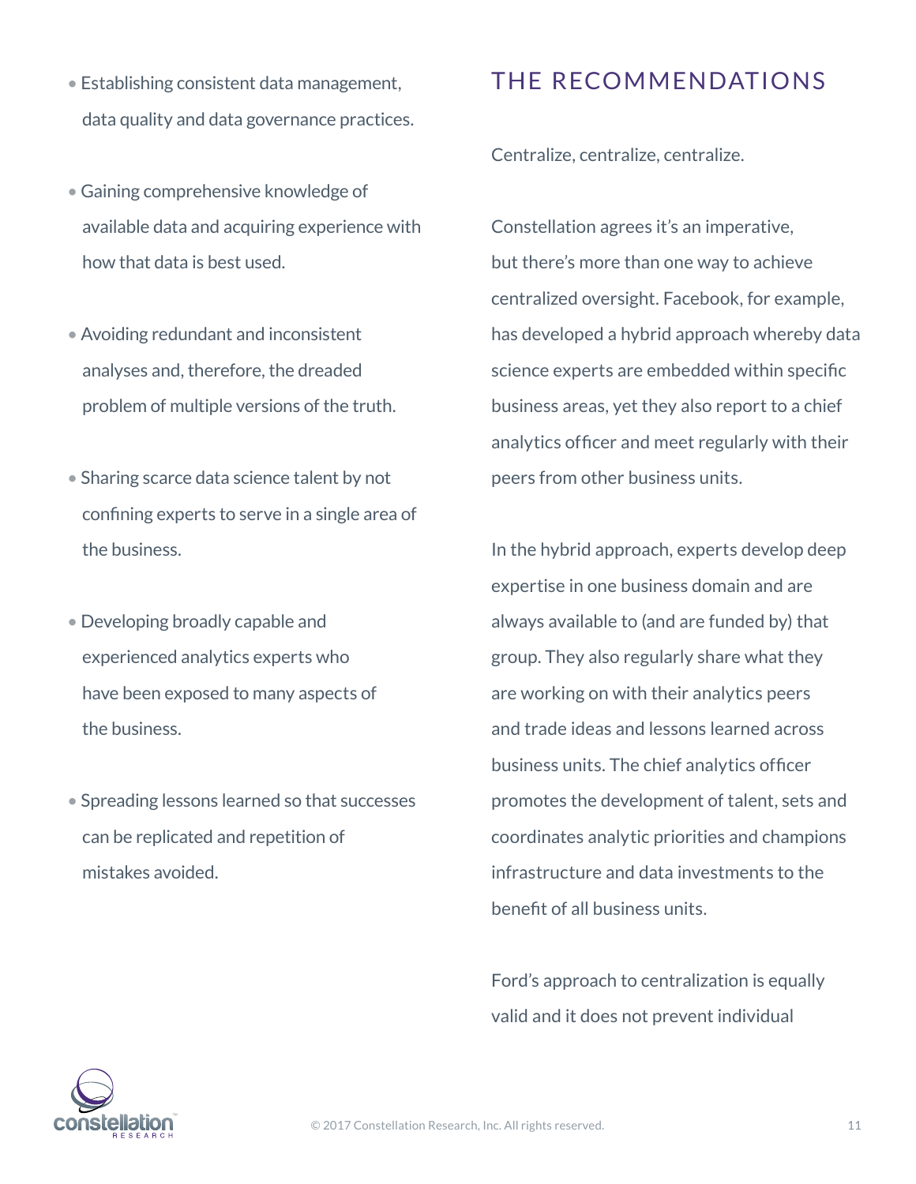- Establishing consistent data management, data quality and data governance practices.
- Gaining comprehensive knowledge of available data and acquiring experience with how that data is best used.
- Avoiding redundant and inconsistent analyses and, therefore, the dreaded problem of multiple versions of the truth.
- Sharing scarce data science talent by not confining experts to serve in a single area of the business.
- Developing broadly capable and experienced analytics experts who have been exposed to many aspects of the business.
- Spreading lessons learned so that successes can be replicated and repetition of mistakes avoided.

## THE RECOMMENDATIONS

Centralize, centralize, centralize.

Constellation agrees it's an imperative, but there's more than one way to achieve centralized oversight. Facebook, for example, has developed a hybrid approach whereby data science experts are embedded within specific business areas, yet they also report to a chief analytics officer and meet regularly with their peers from other business units.

In the hybrid approach, experts develop deep expertise in one business domain and are always available to (and are funded by) that group. They also regularly share what they are working on with their analytics peers and trade ideas and lessons learned across business units. The chief analytics officer promotes the development of talent, sets and coordinates analytic priorities and champions infrastructure and data investments to the benefit of all business units.

Ford's approach to centralization is equally valid and it does not prevent individual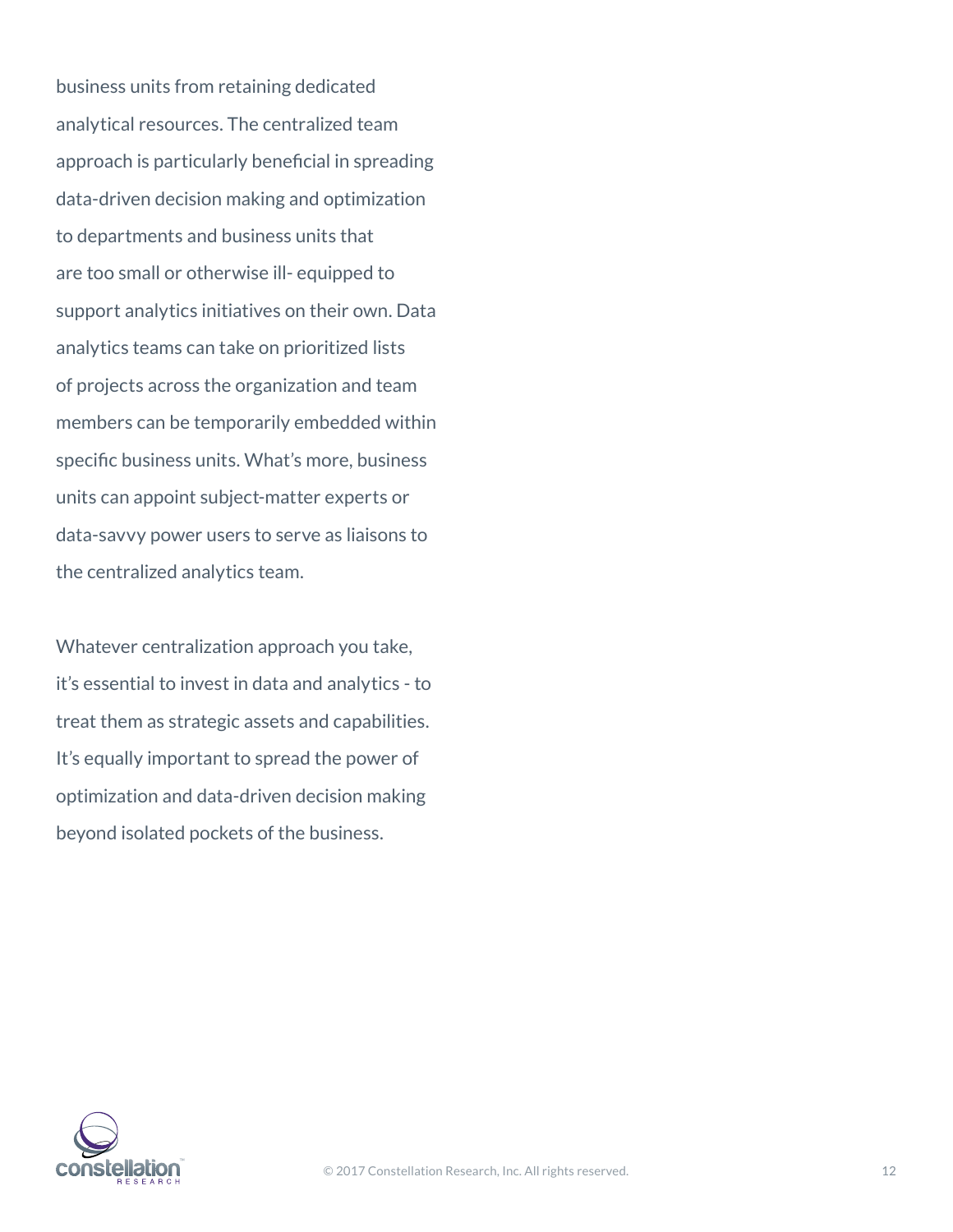business units from retaining dedicated analytical resources. The centralized team approach is particularly beneficial in spreading data-driven decision making and optimization to departments and business units that are too small or otherwise ill- equipped to support analytics initiatives on their own. Data analytics teams can take on prioritized lists of projects across the organization and team members can be temporarily embedded within specific business units. What's more, business units can appoint subject-matter experts or data-savvy power users to serve as liaisons to the centralized analytics team.

Whatever centralization approach you take, it's essential to invest in data and analytics - to treat them as strategic assets and capabilities. It's equally important to spread the power of optimization and data-driven decision making beyond isolated pockets of the business.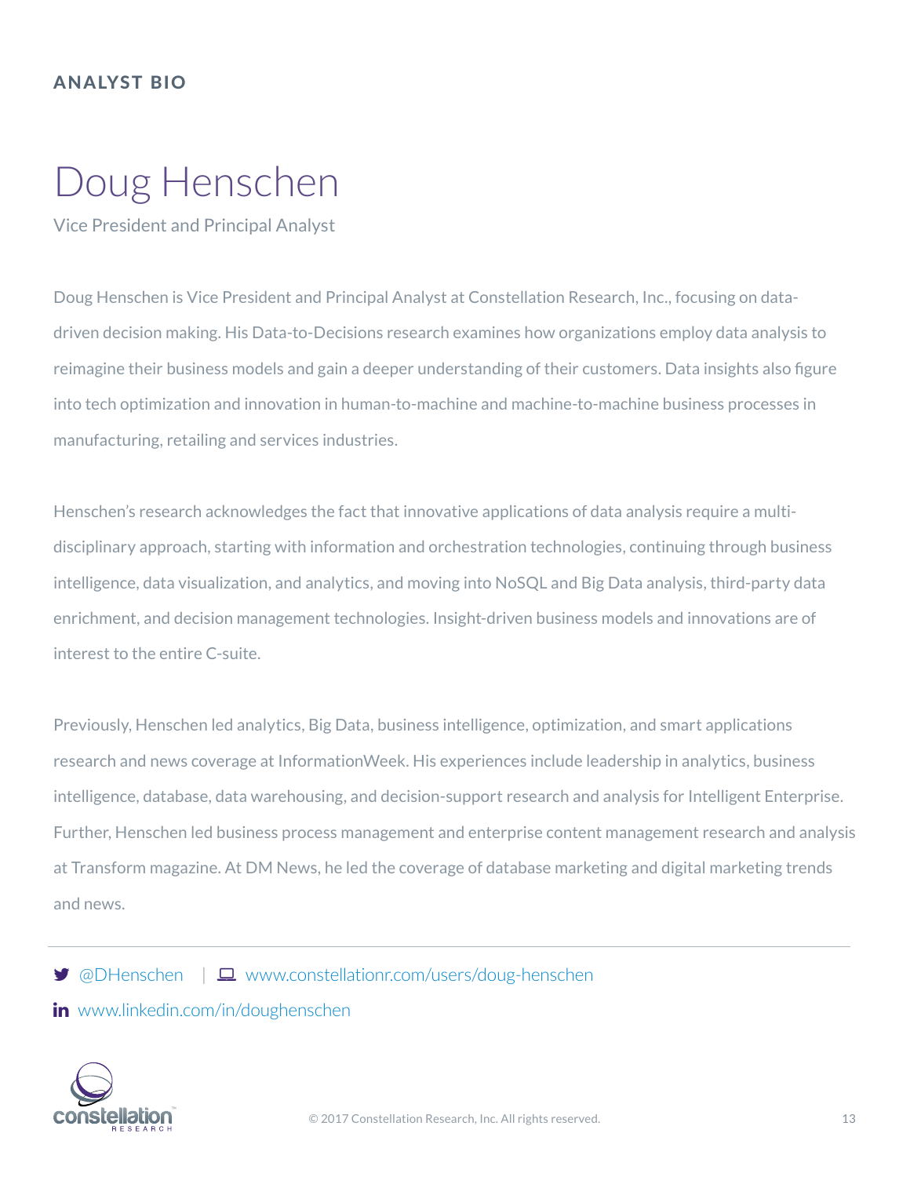## ANALYST BIO

# Doug Henschen

Vice President and Principal Analyst

Doug Henschen is Vice President and Principal Analyst at Constellation Research, Inc., focusing on data-driven decision making. His Data-to-Decisions research examines how organizations employ data analysis to reimagine their business models and gain a deeper understanding of their customers. Data insights also figure into tech optimization and innovation in human-to-machine and machine-to-machine business processes in manufacturing, retailing and services industries.

Henschen's research acknowledges the fact that innovative applications of data analysis require a multi-disciplinary approach, starting with information and orchestration technologies, continuing through business intelligence, data visualization, and analytics, and moving into NoSQL and Big Data analysis, third-party data enrichment, and decision management technologies. Insight-driven business models and innovations are of interest to the entire C-suite.

Previously, Henschen led analytics, Big Data, business intelligence, optimization, and smart applications research and news coverage at InformationWeek. His experiences include leadership in analytics, business intelligence, database, data warehousing, and decision-support research and analysis for Intelligent Enterprise. Further, Henschen led business process management and enterprise content management research and analysis at Transform magazine. At DM News, he led the coverage of database marketing and digital marketing trends and news.

@DHenschen | www.constellationr.com/users/doug-henschen

www.linkedin.com/in/doughenschen

© 2017 Constellation Research, Inc. All rights reserved.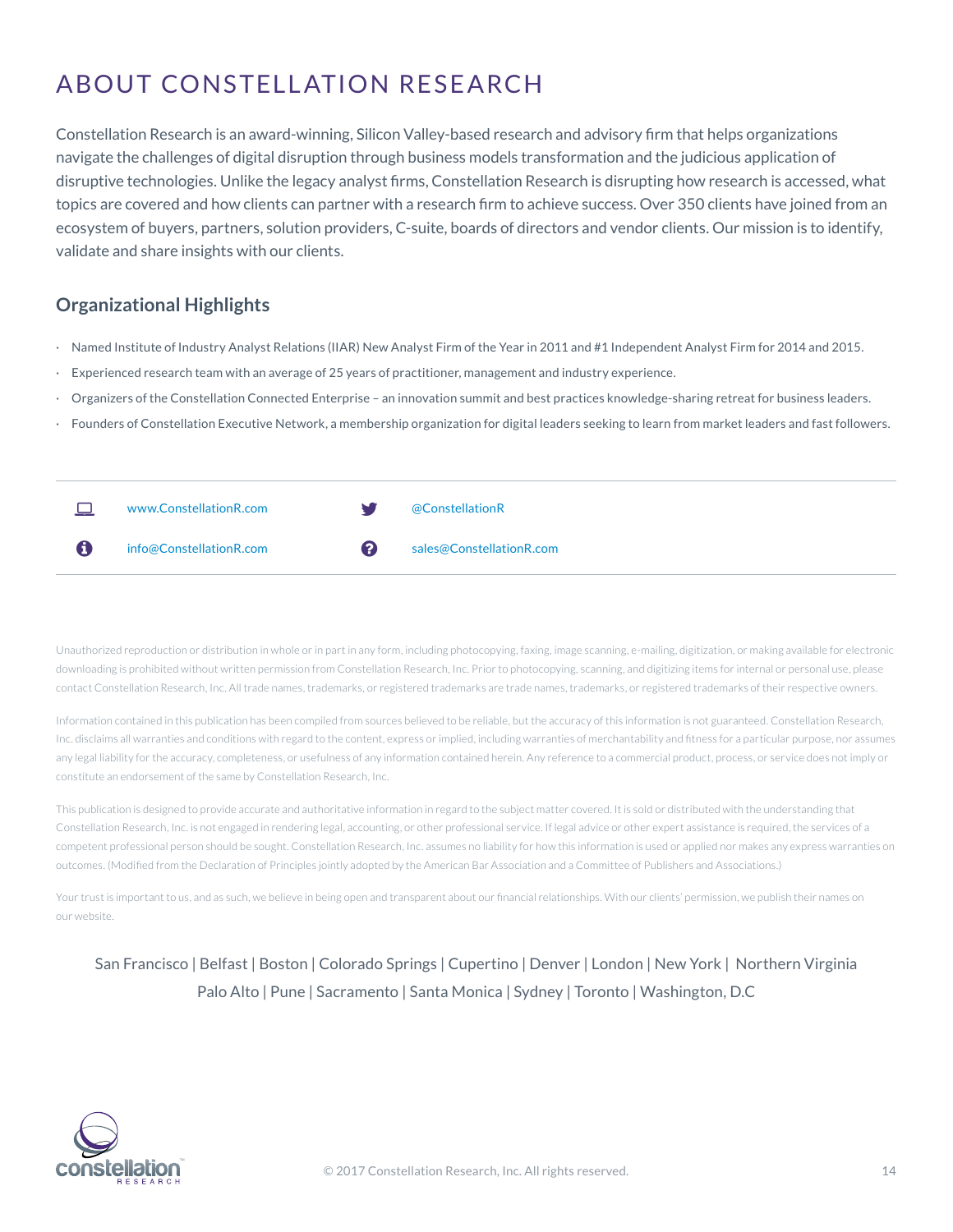# ABOUT CONSTELLATION RESEARCH

Constellation Research is an award-winning, Silicon Valley-based research and advisory firm that helps organizations navigate the challenges of digital disruption through business models transformation and the judicious application of disruptive technologies. Unlike the legacy analyst firms, Constellation Research is disrupting how research is accessed, what topics are covered and how clients can partner with a research firm to achieve success. Over 350 clients have joined from an ecosystem of buyers, partners, solution providers, C-suite, boards of directors and vendor clients. Our mission is to identify, validate and share insights with our clients.

## Organizational Highlights

- Named Institute of Industry Analyst Relations (IIAR) New Analyst Firm of the Year in 2011 and #1 Independent Analyst Firm for 2014 and 2015.
- Experienced research team with an average of 25 years of practitioner, management and industry experience.
- Organizers of the Constellation Connected Enterprise – an innovation summit and best practices knowledge-sharing retreat for business leaders.
- Founders of Constellation Executive Network, a membership organization for digital leaders seeking to learn from market leaders and fast followers.

www.ConstellationR.com | @ConstellationR

info@ConstellationR.com | sales@ConstellationR.com

Unauthorized reproduction or distribution in whole or in part in any form, including photocopying, faxing, image scanning, e-mailing, digitization, or making available for electronic downloading is prohibited without written permission from Constellation Research, Inc. Prior to photocopying, scanning, and digitizing items for internal or personal use, please contact Constellation Research, Inc. All trade names, trademarks, or registered trademarks are trade names, trademarks, or registered trademarks of their respective owners.

Information contained in this publication has been compiled from sources believed to be reliable, but the accuracy of this information is not guaranteed. Constellation Research, Inc. disclaims all warranties and conditions with regard to the content, express or implied, including warranties of merchantability and fitness for a particular purpose, nor assumes any legal liability for the accuracy, completeness, or usefulness of any information contained herein. Any reference to a commercial product, process, or service does not imply or constitute an endorsement of the same by Constellation Research, Inc.

This publication is designed to provide accurate and authoritative information in regard to the subject matter covered. It is sold or distributed with the understanding that Constellation Research, Inc. is not engaged in rendering legal, accounting, or other professional service. If legal advice or other expert assistance is required, the services of a competent professional person should be sought. Constellation Research, Inc. assumes no liability for how this information is used or applied nor makes any express warranties on outcomes. (Modified from the Declaration of Principles jointly adopted by the American Bar Association and a Committee of Publishers and Associations.)

Your trust is important to us, and as such, we believe in being open and transparent about our financial relationships. With our clients' permission, we publish their names on our website.

San Francisco | Belfast | Boston | Colorado Springs | Cupertino | Denver | London | New York | Northern Virginia
Palo Alto | Pune | Sacramento | Santa Monica | Sydney | Toronto | Washington, D.C

© 2017 Constellation Research, Inc. All rights reserved.